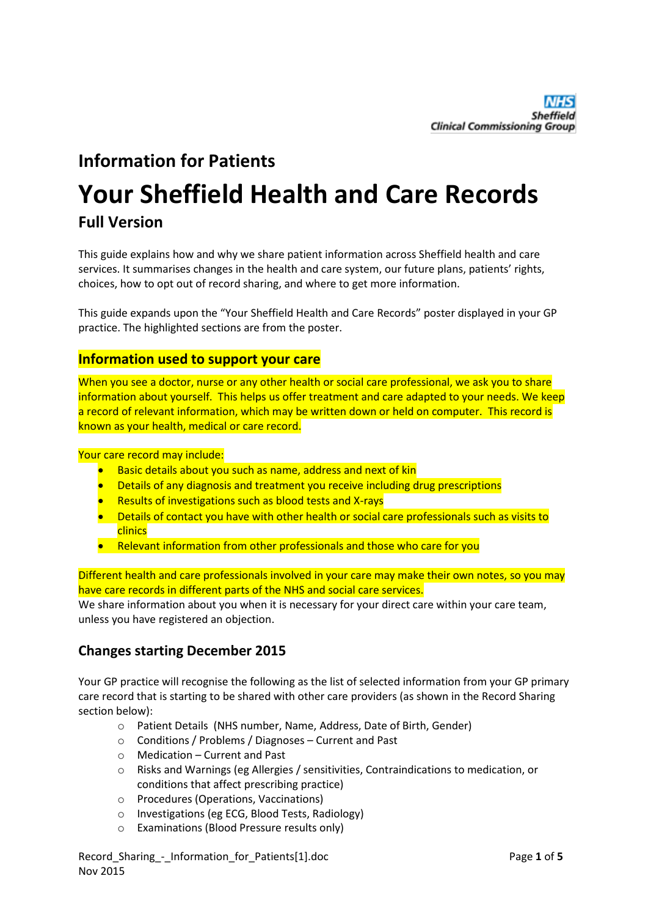NHS Sheffield Clinical Commissioning Group

## Information for Patients

# Your Sheffield Health and Care Records

## Full Version

This guide explains how and why we share patient information across Sheffield health and care services. It summarises changes in the health and care system, our future plans, patients' rights, choices, how to opt out of record sharing, and where to get more information.

This guide expands upon the "Your Sheffield Health and Care Records" poster displayed in your GP practice. The highlighted sections are from the poster.

### Information used to support your care

When you see a doctor, nurse or any other health or social care professional, we ask you to share information about yourself. This helps us offer treatment and care adapted to your needs. We keep a record of relevant information, which may be written down or held on computer. This record is known as your health, medical or care record.

Your care record may include:

- Basic details about you such as name, address and next of kin
- Details of any diagnosis and treatment you receive including drug prescriptions
- Results of investigations such as blood tests and X-rays
- Details of contact you have with other health or social care professionals such as visits to clinics
- Relevant information from other professionals and those who care for you

Different health and care professionals involved in your care may make their own notes, so you may have care records in different parts of the NHS and social care services.

We share information about you when it is necessary for your direct care within your care team, unless you have registered an objection.

### Changes starting December 2015

Your GP practice will recognise the following as the list of selected information from your GP primary care record that is starting to be shared with other care providers (as shown in the Record Sharing section below):

- Patient Details (NHS number, Name, Address, Date of Birth, Gender)
- Conditions / Problems / Diagnoses – Current and Past
- Medication – Current and Past
- Risks and Warnings (eg Allergies / sensitivities, Contraindications to medication, or conditions that affect prescribing practice)
- Procedures (Operations, Vaccinations)
- Investigations (eg ECG, Blood Tests, Radiology)
- Examinations (Blood Pressure results only)

Record_Sharing_-_Information_for_Patients[1].doc
Nov 2015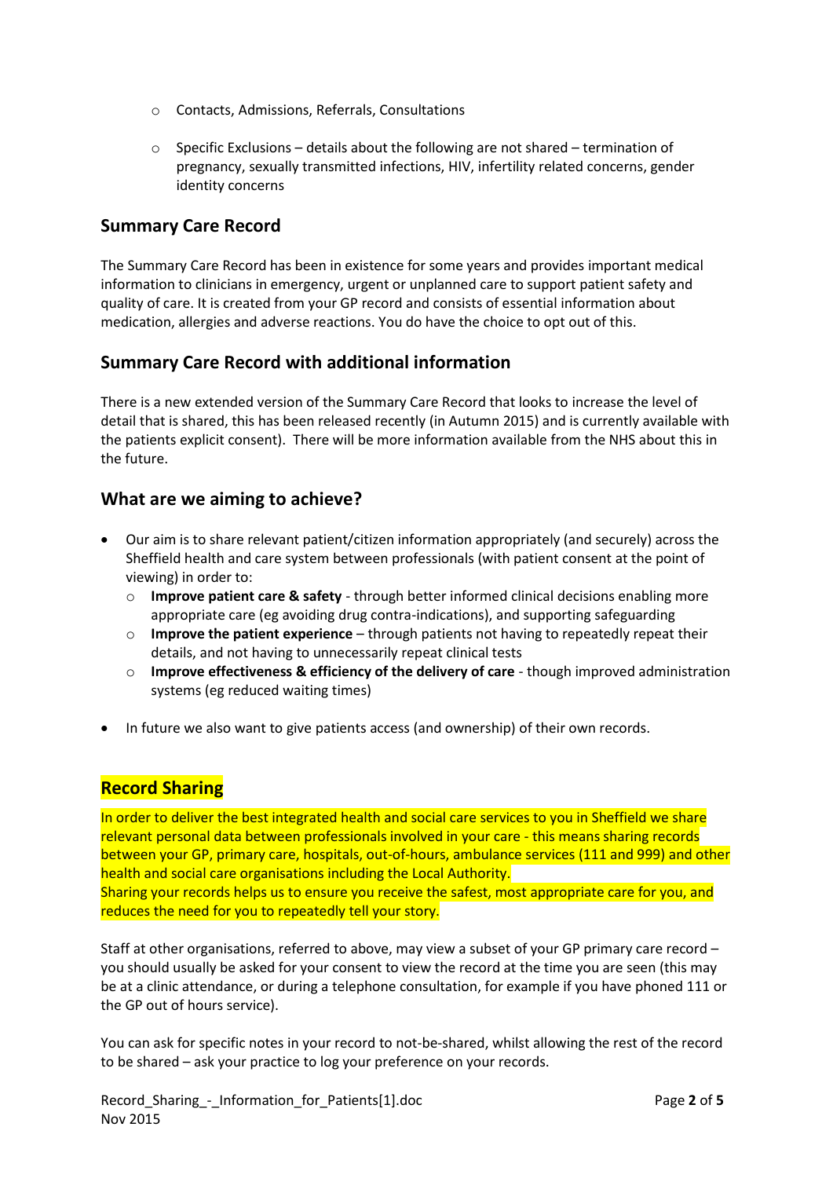- Contacts, Admissions, Referrals, Consultations
  - Specific Exclusions – details about the following are not shared – termination of pregnancy, sexually transmitted infections, HIV, infertility related concerns, gender identity concerns

## Summary Care Record

The Summary Care Record has been in existence for some years and provides important medical information to clinicians in emergency, urgent or unplanned care to support patient safety and quality of care. It is created from your GP record and consists of essential information about medication, allergies and adverse reactions. You do have the choice to opt out of this.

## Summary Care Record with additional information

There is a new extended version of the Summary Care Record that looks to increase the level of detail that is shared, this has been released recently (in Autumn 2015) and is currently available with the patients explicit consent). There will be more information available from the NHS about this in the future.

## What are we aiming to achieve?

- Our aim is to share relevant patient/citizen information appropriately (and securely) across the Sheffield health and care system between professionals (with patient consent at the point of viewing) in order to:
  - **Improve patient care & safety** - through better informed clinical decisions enabling more appropriate care (eg avoiding drug contra-indications), and supporting safeguarding
  - **Improve the patient experience** – through patients not having to repeatedly repeat their details, and not having to unnecessarily repeat clinical tests
  - **Improve effectiveness & efficiency of the delivery of care** - though improved administration systems (eg reduced waiting times)
- In future we also want to give patients access (and ownership) of their own records.

## Record Sharing

In order to deliver the best integrated health and social care services to you in Sheffield we share relevant personal data between professionals involved in your care - this means sharing records between your GP, primary care, hospitals, out-of-hours, ambulance services (111 and 999) and other health and social care organisations including the Local Authority.
Sharing your records helps us to ensure you receive the safest, most appropriate care for you, and reduces the need for you to repeatedly tell your story.

Staff at other organisations, referred to above, may view a subset of your GP primary care record – you should usually be asked for your consent to view the record at the time you are seen (this may be at a clinic attendance, or during a telephone consultation, for example if you have phoned 111 or the GP out of hours service).

You can ask for specific notes in your record to not-be-shared, whilst allowing the rest of the record to be shared – ask your practice to log your preference on your records.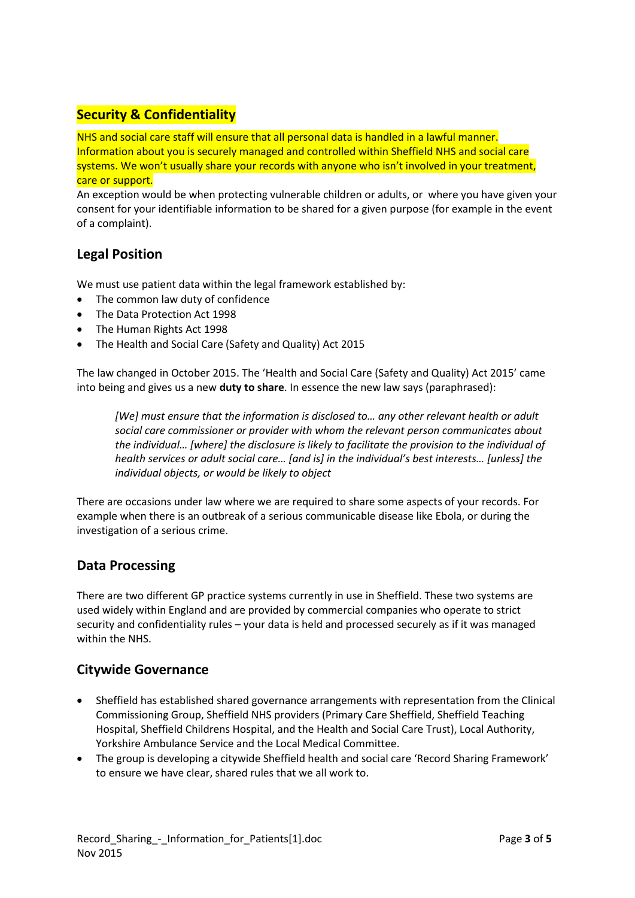## Security & Confidentiality

NHS and social care staff will ensure that all personal data is handled in a lawful manner. Information about you is securely managed and controlled within Sheffield NHS and social care systems. We won't usually share your records with anyone who isn't involved in your treatment, care or support.

An exception would be when protecting vulnerable children or adults, or where you have given your consent for your identifiable information to be shared for a given purpose (for example in the event of a complaint).

## Legal Position

We must use patient data within the legal framework established by:

- The common law duty of confidence
- The Data Protection Act 1998
- The Human Rights Act 1998
- The Health and Social Care (Safety and Quality) Act 2015

The law changed in October 2015. The 'Health and Social Care (Safety and Quality) Act 2015' came into being and gives us a new **duty to share**. In essence the new law says (paraphrased):

> *[We] must ensure that the information is disclosed to… any other relevant health or adult social care commissioner or provider with whom the relevant person communicates about the individual… [where] the disclosure is likely to facilitate the provision to the individual of health services or adult social care… [and is] in the individual's best interests… [unless] the individual objects, or would be likely to object*

There are occasions under law where we are required to share some aspects of your records. For example when there is an outbreak of a serious communicable disease like Ebola, or during the investigation of a serious crime.

## Data Processing

There are two different GP practice systems currently in use in Sheffield. These two systems are used widely within England and are provided by commercial companies who operate to strict security and confidentiality rules – your data is held and processed securely as if it was managed within the NHS.

## Citywide Governance

- Sheffield has established shared governance arrangements with representation from the Clinical Commissioning Group, Sheffield NHS providers (Primary Care Sheffield, Sheffield Teaching Hospital, Sheffield Childrens Hospital, and the Health and Social Care Trust), Local Authority, Yorkshire Ambulance Service and the Local Medical Committee.
- The group is developing a citywide Sheffield health and social care 'Record Sharing Framework' to ensure we have clear, shared rules that we all work to.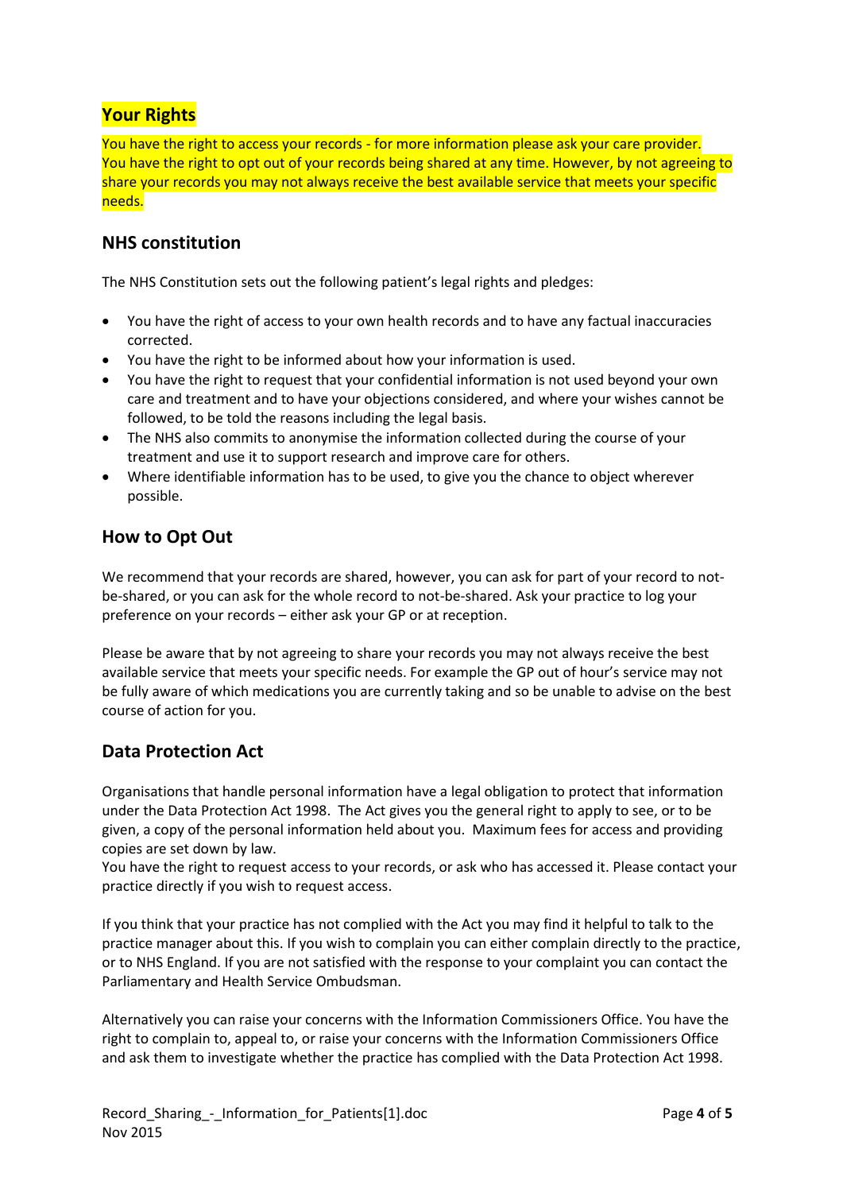## Your Rights

You have the right to access your records - for more information please ask your care provider. You have the right to opt out of your records being shared at any time. However, by not agreeing to share your records you may not always receive the best available service that meets your specific needs.

## NHS constitution

The NHS Constitution sets out the following patient's legal rights and pledges:

- You have the right of access to your own health records and to have any factual inaccuracies corrected.
- You have the right to be informed about how your information is used.
- You have the right to request that your confidential information is not used beyond your own care and treatment and to have your objections considered, and where your wishes cannot be followed, to be told the reasons including the legal basis.
- The NHS also commits to anonymise the information collected during the course of your treatment and use it to support research and improve care for others.
- Where identifiable information has to be used, to give you the chance to object wherever possible.

## How to Opt Out

We recommend that your records are shared, however, you can ask for part of your record to not-be-shared, or you can ask for the whole record to not-be-shared. Ask your practice to log your preference on your records – either ask your GP or at reception.

Please be aware that by not agreeing to share your records you may not always receive the best available service that meets your specific needs. For example the GP out of hour's service may not be fully aware of which medications you are currently taking and so be unable to advise on the best course of action for you.

## Data Protection Act

Organisations that handle personal information have a legal obligation to protect that information under the Data Protection Act 1998. The Act gives you the general right to apply to see, or to be given, a copy of the personal information held about you. Maximum fees for access and providing copies are set down by law.
You have the right to request access to your records, or ask who has accessed it. Please contact your practice directly if you wish to request access.

If you think that your practice has not complied with the Act you may find it helpful to talk to the practice manager about this. If you wish to complain you can either complain directly to the practice, or to NHS England. If you are not satisfied with the response to your complaint you can contact the Parliamentary and Health Service Ombudsman.

Alternatively you can raise your concerns with the Information Commissioners Office. You have the right to complain to, appeal to, or raise your concerns with the Information Commissioners Office and ask them to investigate whether the practice has complied with the Data Protection Act 1998.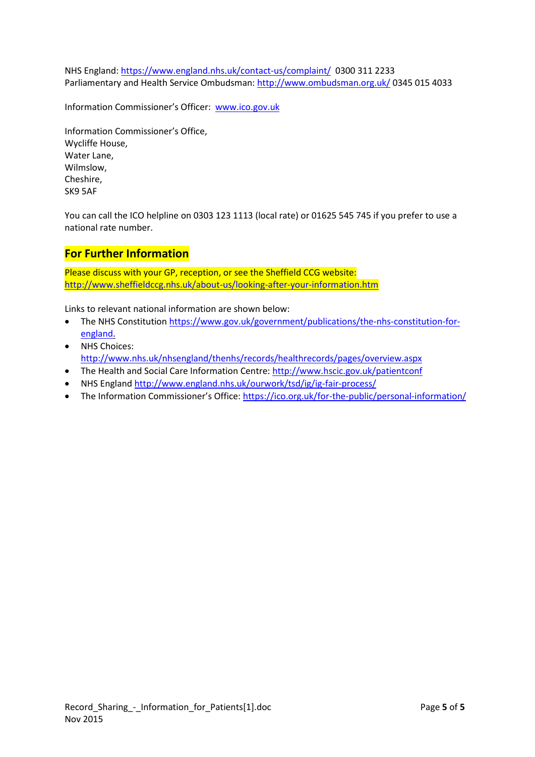NHS England: https://www.england.nhs.uk/contact-us/complaint/ 0300 311 2233
Parliamentary and Health Service Ombudsman: http://www.ombudsman.org.uk/ 0345 015 4033

Information Commissioner's Officer: www.ico.gov.uk

Information Commissioner's Office,
Wycliffe House,
Water Lane,
Wilmslow,
Cheshire,
SK9 5AF

You can call the ICO helpline on 0303 123 1113 (local rate) or 01625 545 745 if you prefer to use a national rate number.

## For Further Information

Please discuss with your GP, reception, or see the Sheffield CCG website:
http://www.sheffieldccg.nhs.uk/about-us/looking-after-your-information.htm

Links to relevant national information are shown below:

- The NHS Constitution https://www.gov.uk/government/publications/the-nhs-constitution-for-england.
- NHS Choices: http://www.nhs.uk/nhsengland/thenhs/records/healthrecords/pages/overview.aspx
- The Health and Social Care Information Centre: http://www.hscic.gov.uk/patientconf
- NHS England http://www.england.nhs.uk/ourwork/tsd/ig/ig-fair-process/
- The Information Commissioner's Office: https://ico.org.uk/for-the-public/personal-information/